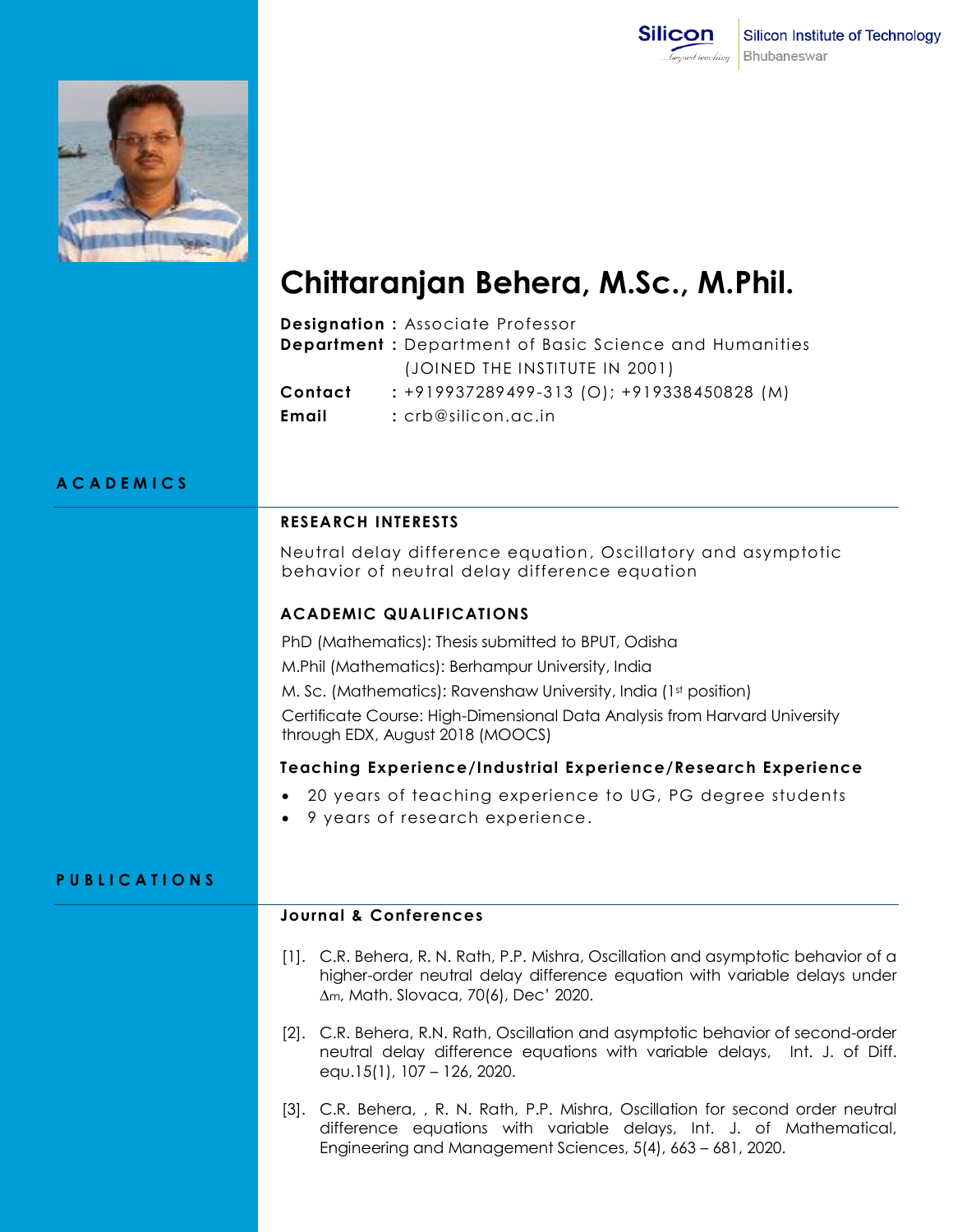Silicon Institute of Technology
Bhubaneswar

# Chittaranjan Behera, M.Sc., M.Phil.

**Designation :** Associate Professor
**Department :** Department of Basic Science and Humanities (JOINED THE INSTITUTE IN 2001)
**Contact :** +919937289499-313 (O); +919338450828 (M)
**Email :** crb@silicon.ac.in

## ACADEMICS

### RESEARCH INTERESTS

Neutral delay difference equation, Oscillatory and asymptotic behavior of neutral delay difference equation

### ACADEMIC QUALIFICATIONS

PhD (Mathematics): Thesis submitted to BPUT, Odisha

M.Phil (Mathematics): Berhampur University, India

M. Sc. (Mathematics): Ravenshaw University, India (1st position)

Certificate Course: High-Dimensional Data Analysis from Harvard University through EDX, August 2018 (MOOCS)

### Teaching Experience/Industrial Experience/Research Experience

- 20 years of teaching experience to UG, PG degree students
- 9 years of research experience.

## PUBLICATIONS

### Journal & Conferences

[1]. C.R. Behera, R. N. Rath, P.P. Mishra, Oscillation and asymptotic behavior of a higher-order neutral delay difference equation with variable delays under $\Delta_m$, Math. Slovaca, 70(6), Dec' 2020.

[2]. C.R. Behera, R.N. Rath, Oscillation and asymptotic behavior of second-order neutral delay difference equations with variable delays, Int. J. of Diff. equ.15(1), 107 – 126, 2020.

[3]. C.R. Behera, , R. N. Rath, P.P. Mishra, Oscillation for second order neutral difference equations with variable delays, Int. J. of Mathematical, Engineering and Management Sciences, 5(4), 663 – 681, 2020.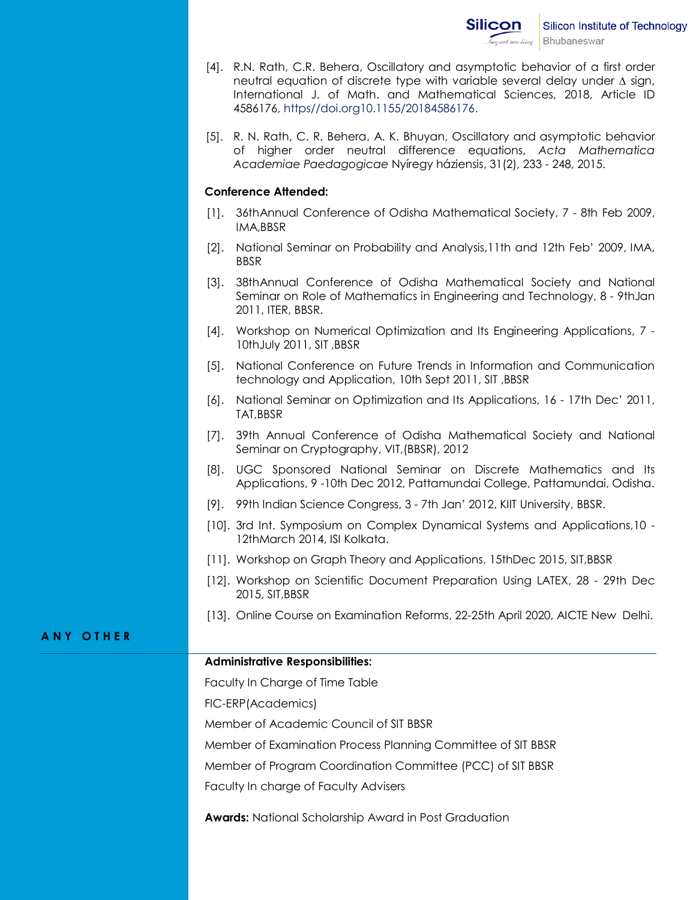[4]. R.N. Rath, C.R. Behera, Oscillatory and asymptotic behavior of a first order neutral equation of discrete type with variable several delay under Δ sign, International J. of Math. and Mathematical Sciences, 2018, Article ID 4586176, https//doi.org10.1155/20184586176.

[5]. R. N. Rath, C. R. Behera, A. K. Bhuyan, Oscillatory and asymptotic behavior of higher order neutral difference equations, *Acta Mathematica Academiae Paedagogicae* Nyíregy háziensis, 31(2), 233 - 248, 2015.

**Conference Attended:**

[1]. 36thAnnual Conference of Odisha Mathematical Society, 7 - 8th Feb 2009, IMA,BBSR

[2]. National Seminar on Probability and Analysis,11th and 12th Feb' 2009, IMA, BBSR

[3]. 38thAnnual Conference of Odisha Mathematical Society and National Seminar on Role of Mathematics in Engineering and Technology, 8 - 9thJan 2011, ITER, BBSR.

[4]. Workshop on Numerical Optimization and Its Engineering Applications, 7 - 10thJuly 2011, SIT ,BBSR

[5]. National Conference on Future Trends in Information and Communication technology and Application, 10th Sept 2011, SIT ,BBSR

[6]. National Seminar on Optimization and Its Applications, 16 - 17th Dec' 2011, TAT,BBSR

[7]. 39th Annual Conference of Odisha Mathematical Society and National Seminar on Cryptography, VIT,(BBSR), 2012

[8]. UGC Sponsored National Seminar on Discrete Mathematics and Its Applications, 9 -10th Dec 2012, Pattamundai College, Pattamundai, Odisha.

[9]. 99th Indian Science Congress, 3 - 7th Jan' 2012, KIIT University, BBSR.

[10]. 3rd Int. Symposium on Complex Dynamical Systems and Applications,10 - 12thMarch 2014, ISI Kolkata.

[11]. Workshop on Graph Theory and Applications, 15thDec 2015, SIT,BBSR

[12]. Workshop on Scientific Document Preparation Using LATEX, 28 - 29th Dec 2015, SIT,BBSR

[13]. Online Course on Examination Reforms, 22-25th April 2020, AICTE New Delhi.

## ANY OTHER

**Administrative Responsibilities:**

Faculty In Charge of Time Table

FIC-ERP(Academics)

Member of Academic Council of SIT BBSR

Member of Examination Process Planning Committee of SIT BBSR

Member of Program Coordination Committee (PCC) of SIT BBSR

Faculty In charge of Faculty Advisers

**Awards:** National Scholarship Award in Post Graduation